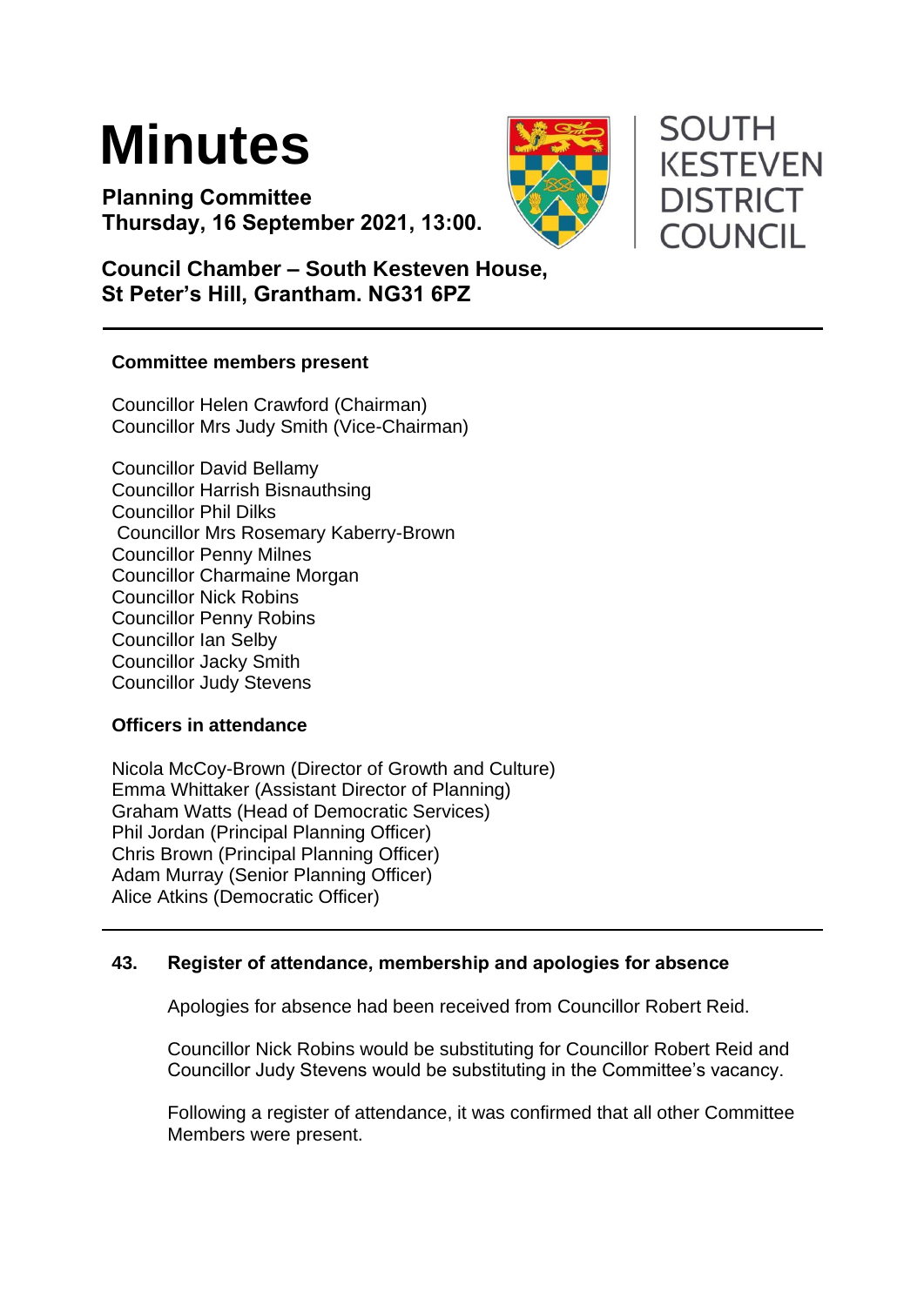# Minutes

**Planning Committee**
**Thursday, 16 September 2021, 13:00.**

SOUTH KESTEVEN DISTRICT COUNCIL

**Council Chamber – South Kesteven House, St Peter's Hill, Grantham. NG31 6PZ**

---

**Committee members present**

Councillor Helen Crawford (Chairman)
Councillor Mrs Judy Smith (Vice-Chairman)

Councillor David Bellamy
Councillor Harrish Bisnauthsing
Councillor Phil Dilks
Councillor Mrs Rosemary Kaberry-Brown
Councillor Penny Milnes
Councillor Charmaine Morgan
Councillor Nick Robins
Councillor Penny Robins
Councillor Ian Selby
Councillor Jacky Smith
Councillor Judy Stevens

**Officers in attendance**

Nicola McCoy-Brown (Director of Growth and Culture)
Emma Whittaker (Assistant Director of Planning)
Graham Watts (Head of Democratic Services)
Phil Jordan (Principal Planning Officer)
Chris Brown (Principal Planning Officer)
Adam Murray (Senior Planning Officer)
Alice Atkins (Democratic Officer)

---

## 43. Register of attendance, membership and apologies for absence

Apologies for absence had been received from Councillor Robert Reid.

Councillor Nick Robins would be substituting for Councillor Robert Reid and Councillor Judy Stevens would be substituting in the Committee's vacancy.

Following a register of attendance, it was confirmed that all other Committee Members were present.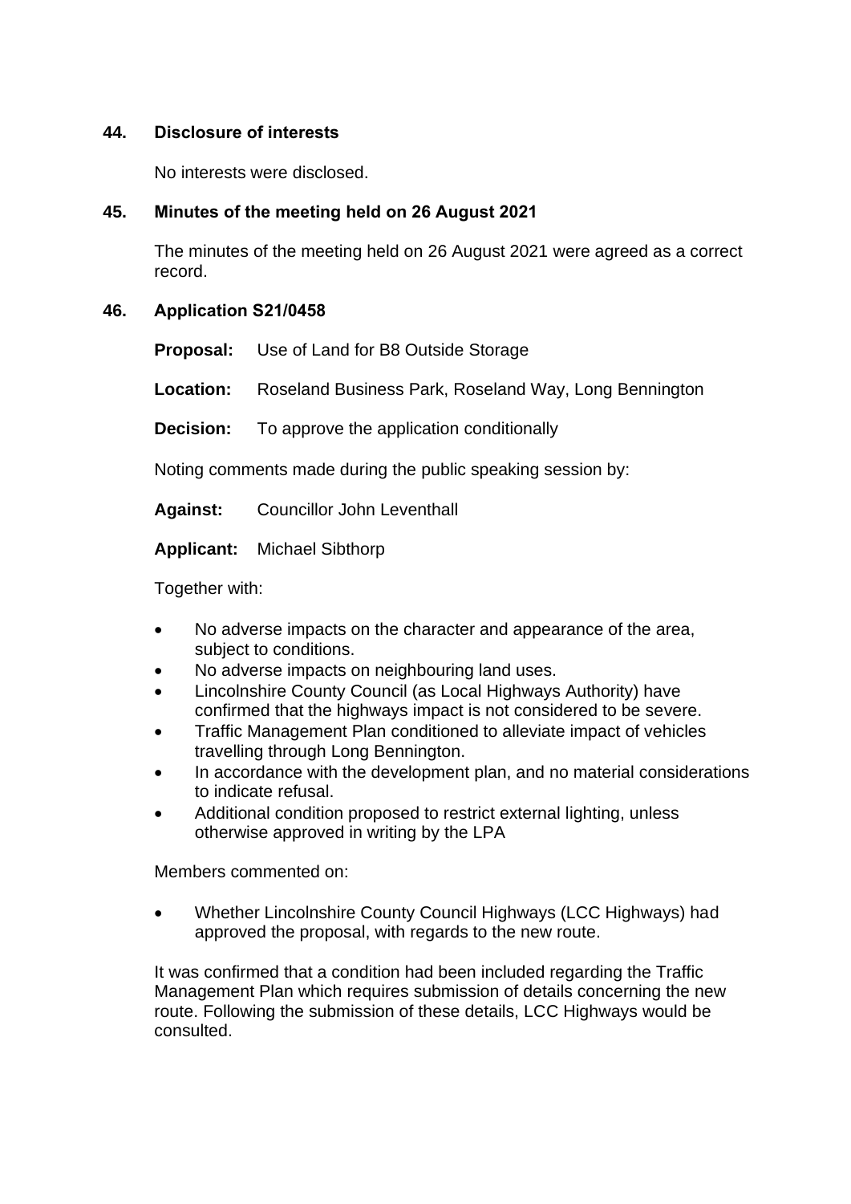## 44. Disclosure of interests

No interests were disclosed.

## 45. Minutes of the meeting held on 26 August 2021

The minutes of the meeting held on 26 August 2021 were agreed as a correct record.

## 46. Application S21/0458

**Proposal:** Use of Land for B8 Outside Storage

**Location:** Roseland Business Park, Roseland Way, Long Bennington

**Decision:** To approve the application conditionally

Noting comments made during the public speaking session by:

**Against:** Councillor John Leventhall

**Applicant:** Michael Sibthorp

Together with:

- No adverse impacts on the character and appearance of the area, subject to conditions.
- No adverse impacts on neighbouring land uses.
- Lincolnshire County Council (as Local Highways Authority) have confirmed that the highways impact is not considered to be severe.
- Traffic Management Plan conditioned to alleviate impact of vehicles travelling through Long Bennington.
- In accordance with the development plan, and no material considerations to indicate refusal.
- Additional condition proposed to restrict external lighting, unless otherwise approved in writing by the LPA

Members commented on:

- Whether Lincolnshire County Council Highways (LCC Highways) had approved the proposal, with regards to the new route.

It was confirmed that a condition had been included regarding the Traffic Management Plan which requires submission of details concerning the new route. Following the submission of these details, LCC Highways would be consulted.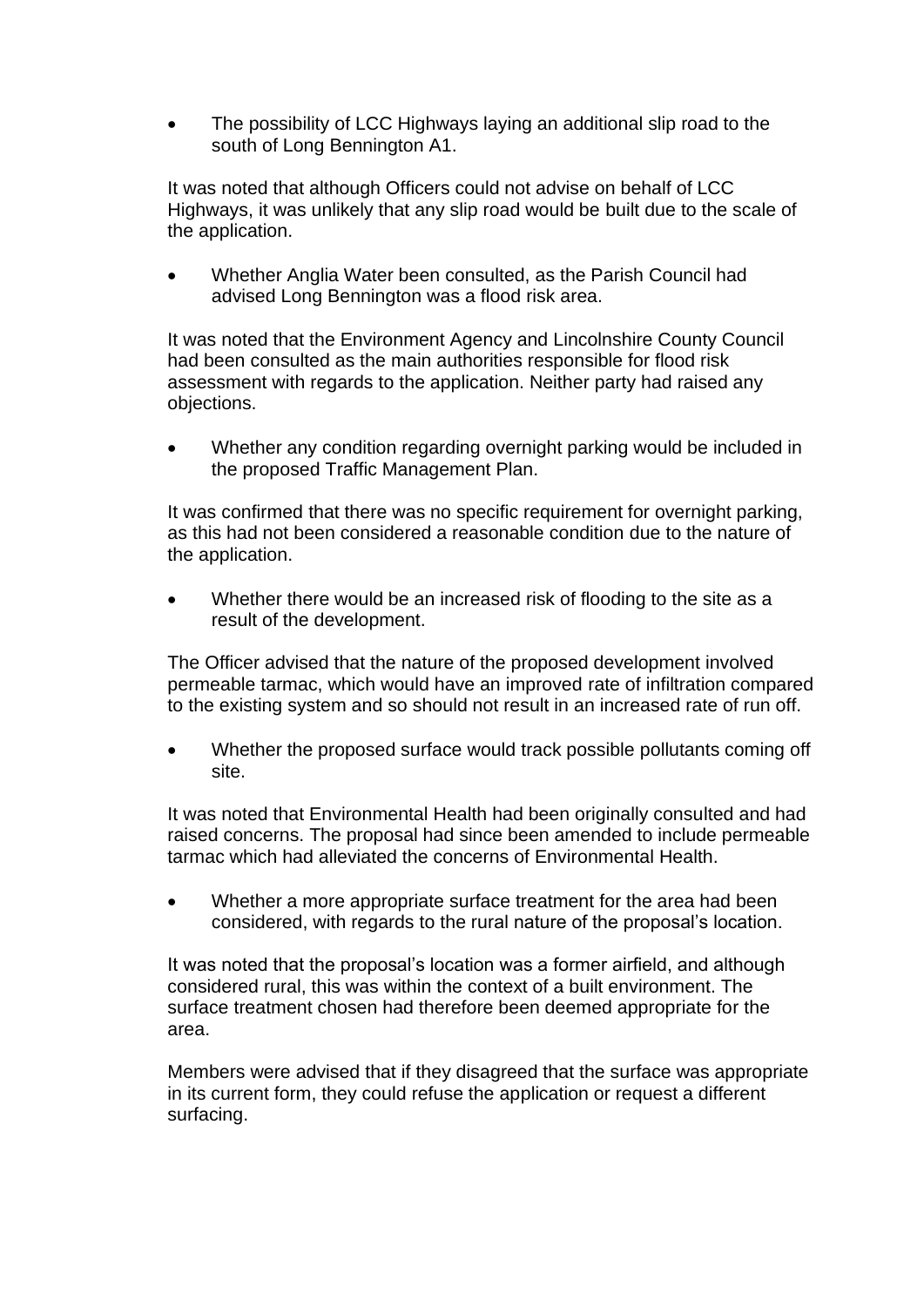- The possibility of LCC Highways laying an additional slip road to the south of Long Bennington A1.

It was noted that although Officers could not advise on behalf of LCC Highways, it was unlikely that any slip road would be built due to the scale of the application.

- Whether Anglia Water been consulted, as the Parish Council had advised Long Bennington was a flood risk area.

It was noted that the Environment Agency and Lincolnshire County Council had been consulted as the main authorities responsible for flood risk assessment with regards to the application. Neither party had raised any objections.

- Whether any condition regarding overnight parking would be included in the proposed Traffic Management Plan.

It was confirmed that there was no specific requirement for overnight parking, as this had not been considered a reasonable condition due to the nature of the application.

- Whether there would be an increased risk of flooding to the site as a result of the development.

The Officer advised that the nature of the proposed development involved permeable tarmac, which would have an improved rate of infiltration compared to the existing system and so should not result in an increased rate of run off.

- Whether the proposed surface would track possible pollutants coming off site.

It was noted that Environmental Health had been originally consulted and had raised concerns. The proposal had since been amended to include permeable tarmac which had alleviated the concerns of Environmental Health.

- Whether a more appropriate surface treatment for the area had been considered, with regards to the rural nature of the proposal's location.

It was noted that the proposal's location was a former airfield, and although considered rural, this was within the context of a built environment. The surface treatment chosen had therefore been deemed appropriate for the area.

Members were advised that if they disagreed that the surface was appropriate in its current form, they could refuse the application or request a different surfacing.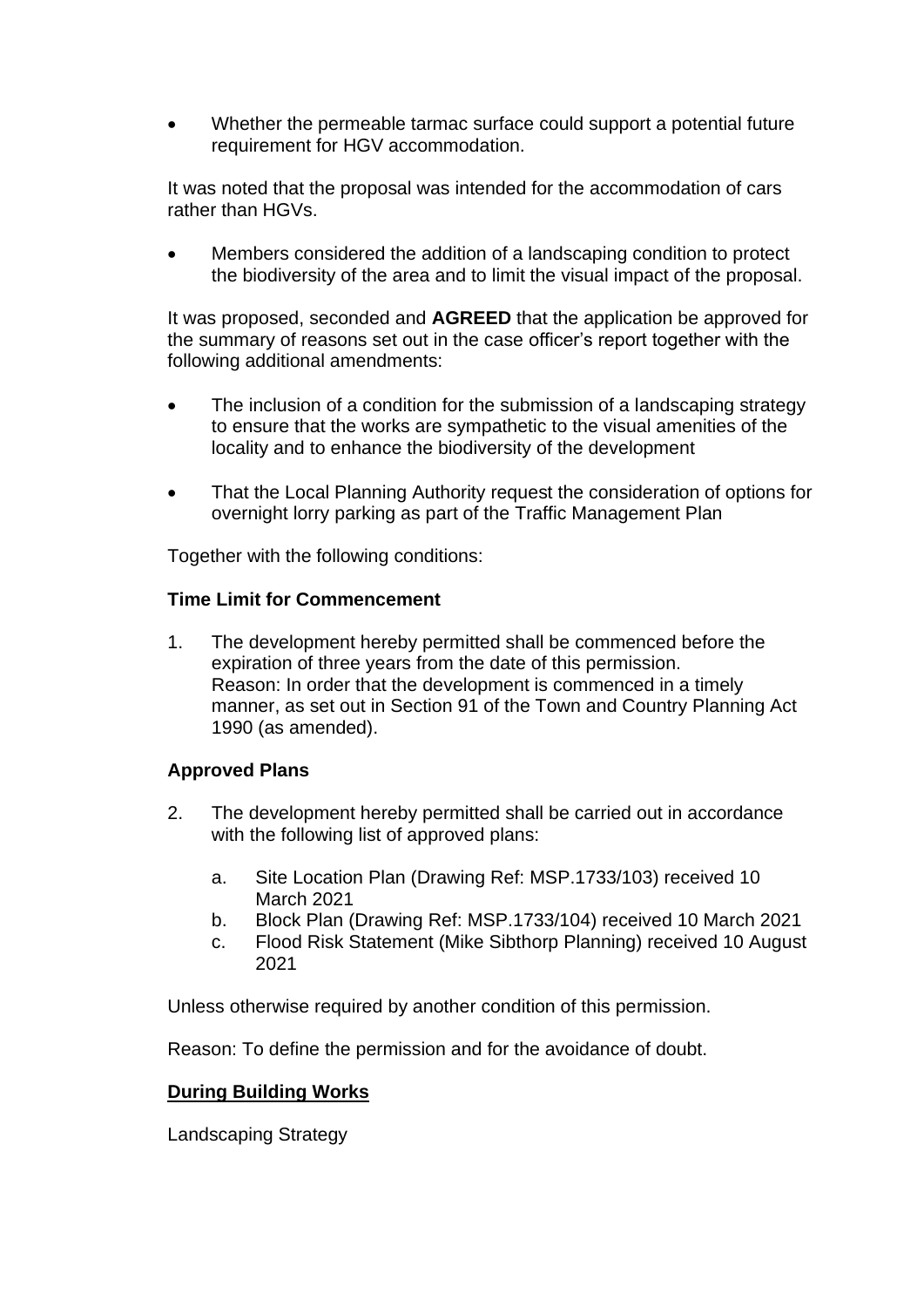- Whether the permeable tarmac surface could support a potential future requirement for HGV accommodation.

It was noted that the proposal was intended for the accommodation of cars rather than HGVs.

- Members considered the addition of a landscaping condition to protect the biodiversity of the area and to limit the visual impact of the proposal.

It was proposed, seconded and **AGREED** that the application be approved for the summary of reasons set out in the case officer's report together with the following additional amendments:

- The inclusion of a condition for the submission of a landscaping strategy to ensure that the works are sympathetic to the visual amenities of the locality and to enhance the biodiversity of the development
- That the Local Planning Authority request the consideration of options for overnight lorry parking as part of the Traffic Management Plan

Together with the following conditions:

**Time Limit for Commencement**

1. The development hereby permitted shall be commenced before the expiration of three years from the date of this permission.
   Reason: In order that the development is commenced in a timely manner, as set out in Section 91 of the Town and Country Planning Act 1990 (as amended).

**Approved Plans**

2. The development hereby permitted shall be carried out in accordance with the following list of approved plans:

   a. Site Location Plan (Drawing Ref: MSP.1733/103) received 10 March 2021
   b. Block Plan (Drawing Ref: MSP.1733/104) received 10 March 2021
   c. Flood Risk Statement (Mike Sibthorp Planning) received 10 August 2021

Unless otherwise required by another condition of this permission.

Reason: To define the permission and for the avoidance of doubt.

**<u>During Building Works</u>**

Landscaping Strategy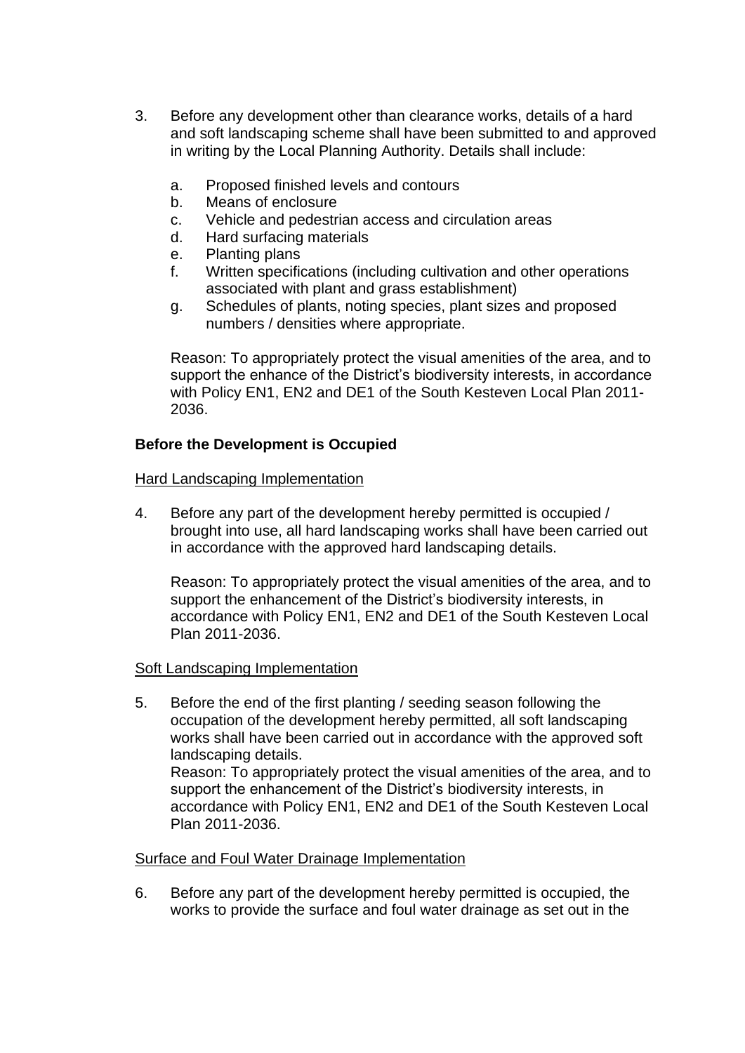3. Before any development other than clearance works, details of a hard and soft landscaping scheme shall have been submitted to and approved in writing by the Local Planning Authority. Details shall include:

   a. Proposed finished levels and contours
   b. Means of enclosure
   c. Vehicle and pedestrian access and circulation areas
   d. Hard surfacing materials
   e. Planting plans
   f. Written specifications (including cultivation and other operations associated with plant and grass establishment)
   g. Schedules of plants, noting species, plant sizes and proposed numbers / densities where appropriate.

   Reason: To appropriately protect the visual amenities of the area, and to support the enhance of the District's biodiversity interests, in accordance with Policy EN1, EN2 and DE1 of the South Kesteven Local Plan 2011-2036.

**Before the Development is Occupied**

Hard Landscaping Implementation

4. Before any part of the development hereby permitted is occupied / brought into use, all hard landscaping works shall have been carried out in accordance with the approved hard landscaping details.

   Reason: To appropriately protect the visual amenities of the area, and to support the enhancement of the District's biodiversity interests, in accordance with Policy EN1, EN2 and DE1 of the South Kesteven Local Plan 2011-2036.

Soft Landscaping Implementation

5. Before the end of the first planting / seeding season following the occupation of the development hereby permitted, all soft landscaping works shall have been carried out in accordance with the approved soft landscaping details.
   Reason: To appropriately protect the visual amenities of the area, and to support the enhancement of the District's biodiversity interests, in accordance with Policy EN1, EN2 and DE1 of the South Kesteven Local Plan 2011-2036.

Surface and Foul Water Drainage Implementation

6. Before any part of the development hereby permitted is occupied, the works to provide the surface and foul water drainage as set out in the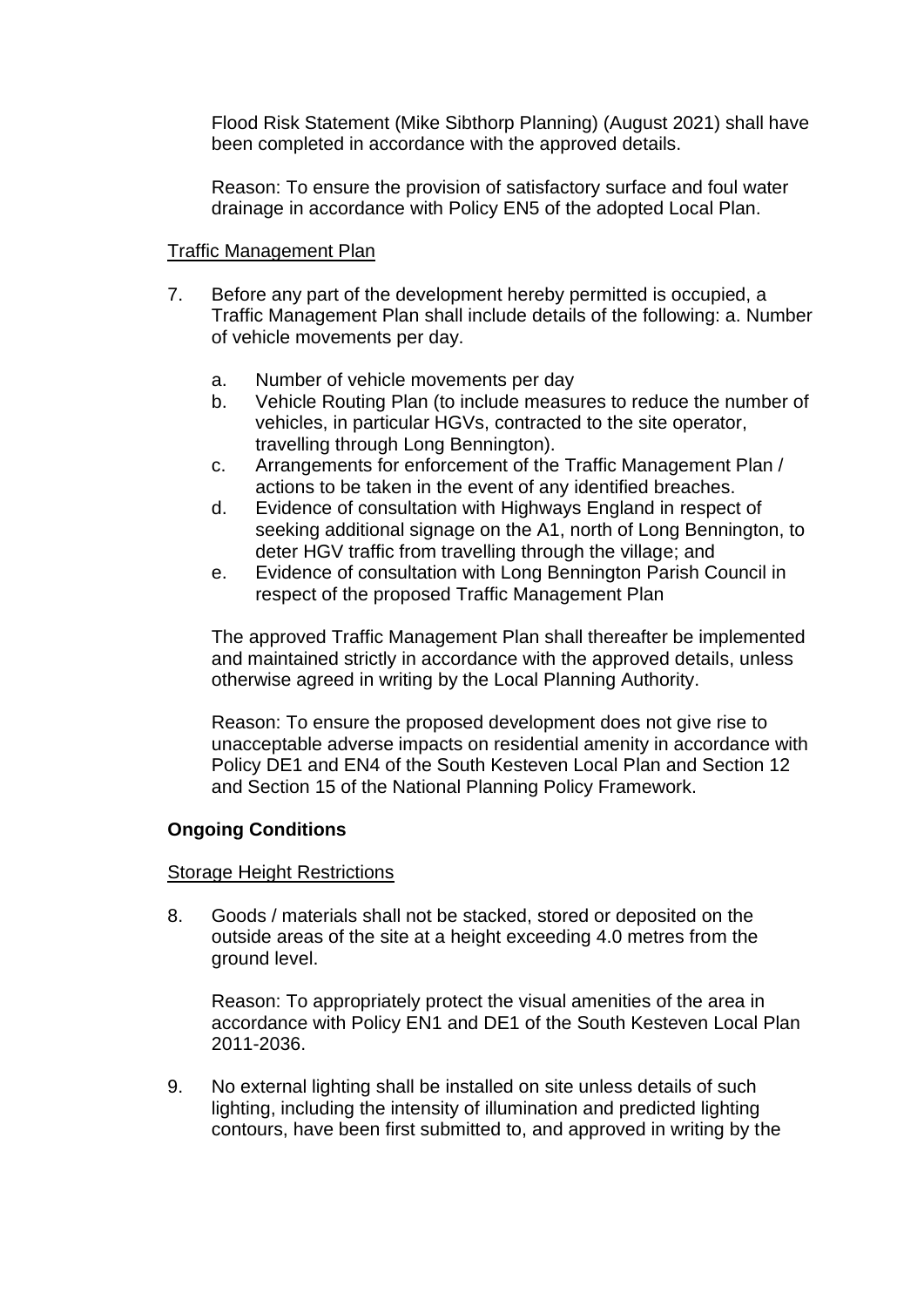Flood Risk Statement (Mike Sibthorp Planning) (August 2021) shall have been completed in accordance with the approved details.

Reason: To ensure the provision of satisfactory surface and foul water drainage in accordance with Policy EN5 of the adopted Local Plan.

Traffic Management Plan

7. Before any part of the development hereby permitted is occupied, a Traffic Management Plan shall include details of the following: a. Number of vehicle movements per day.

   a. Number of vehicle movements per day
   b. Vehicle Routing Plan (to include measures to reduce the number of vehicles, in particular HGVs, contracted to the site operator, travelling through Long Bennington).
   c. Arrangements for enforcement of the Traffic Management Plan / actions to be taken in the event of any identified breaches.
   d. Evidence of consultation with Highways England in respect of seeking additional signage on the A1, north of Long Bennington, to deter HGV traffic from travelling through the village; and
   e. Evidence of consultation with Long Bennington Parish Council in respect of the proposed Traffic Management Plan

   The approved Traffic Management Plan shall thereafter be implemented and maintained strictly in accordance with the approved details, unless otherwise agreed in writing by the Local Planning Authority.

   Reason: To ensure the proposed development does not give rise to unacceptable adverse impacts on residential amenity in accordance with Policy DE1 and EN4 of the South Kesteven Local Plan and Section 12 and Section 15 of the National Planning Policy Framework.

**Ongoing Conditions**

Storage Height Restrictions

8. Goods / materials shall not be stacked, stored or deposited on the outside areas of the site at a height exceeding 4.0 metres from the ground level.

   Reason: To appropriately protect the visual amenities of the area in accordance with Policy EN1 and DE1 of the South Kesteven Local Plan 2011-2036.

9. No external lighting shall be installed on site unless details of such lighting, including the intensity of illumination and predicted lighting contours, have been first submitted to, and approved in writing by the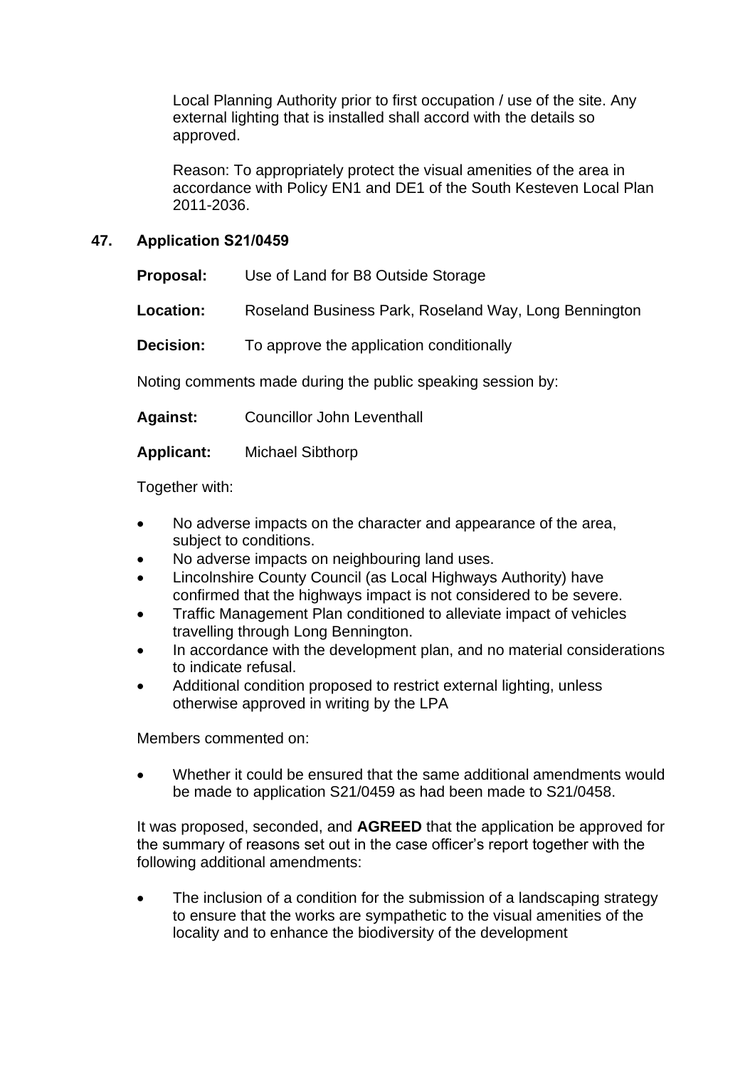Local Planning Authority prior to first occupation / use of the site. Any external lighting that is installed shall accord with the details so approved.

Reason: To appropriately protect the visual amenities of the area in accordance with Policy EN1 and DE1 of the South Kesteven Local Plan 2011-2036.

## 47. Application S21/0459

**Proposal:** Use of Land for B8 Outside Storage

**Location:** Roseland Business Park, Roseland Way, Long Bennington

**Decision:** To approve the application conditionally

Noting comments made during the public speaking session by:

**Against:** Councillor John Leventhall

**Applicant:** Michael Sibthorp

Together with:

- No adverse impacts on the character and appearance of the area, subject to conditions.
- No adverse impacts on neighbouring land uses.
- Lincolnshire County Council (as Local Highways Authority) have confirmed that the highways impact is not considered to be severe.
- Traffic Management Plan conditioned to alleviate impact of vehicles travelling through Long Bennington.
- In accordance with the development plan, and no material considerations to indicate refusal.
- Additional condition proposed to restrict external lighting, unless otherwise approved in writing by the LPA

Members commented on:

- Whether it could be ensured that the same additional amendments would be made to application S21/0459 as had been made to S21/0458.

It was proposed, seconded, and **AGREED** that the application be approved for the summary of reasons set out in the case officer's report together with the following additional amendments:

- The inclusion of a condition for the submission of a landscaping strategy to ensure that the works are sympathetic to the visual amenities of the locality and to enhance the biodiversity of the development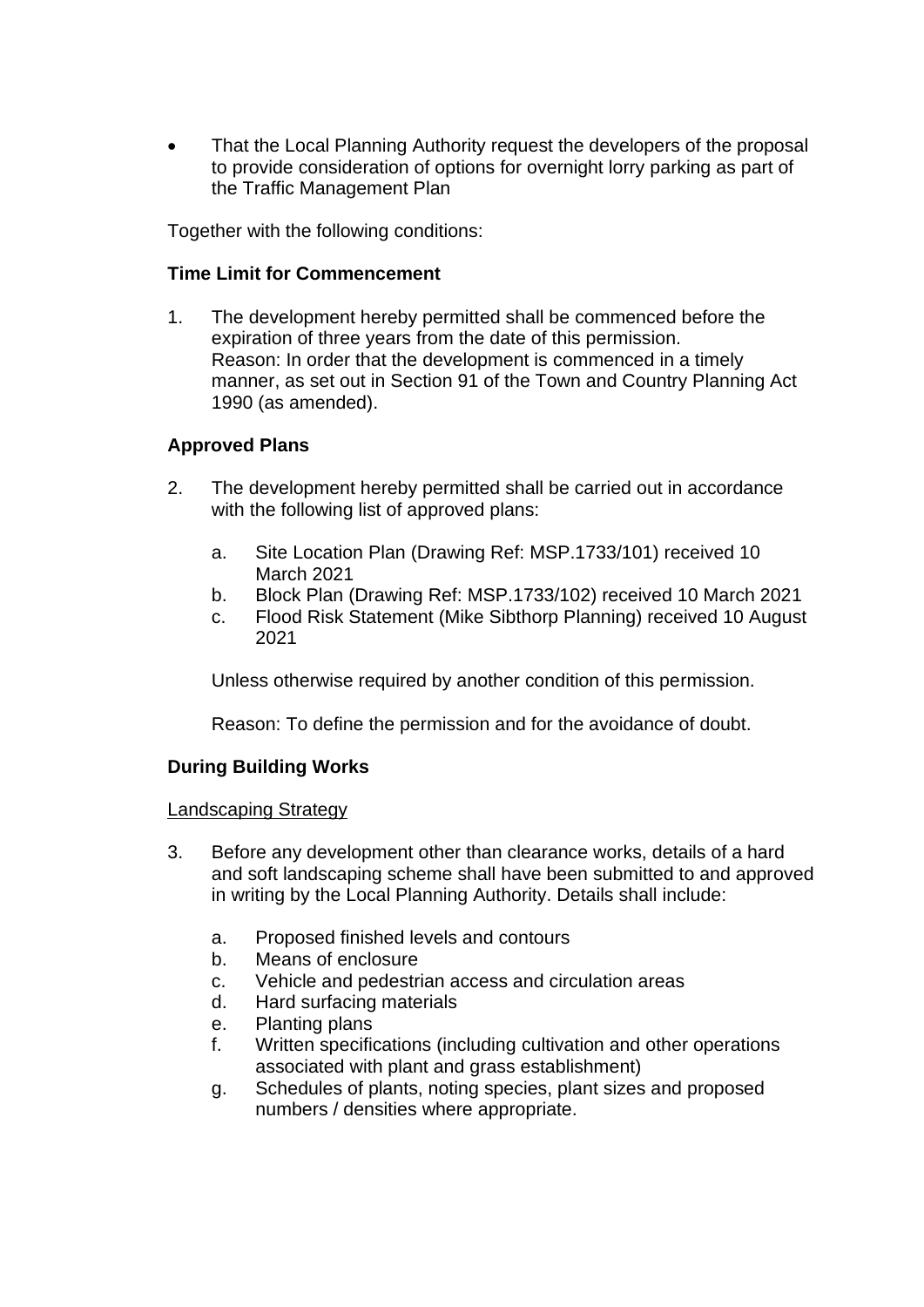- That the Local Planning Authority request the developers of the proposal to provide consideration of options for overnight lorry parking as part of the Traffic Management Plan

Together with the following conditions:

**Time Limit for Commencement**

1. The development hereby permitted shall be commenced before the expiration of three years from the date of this permission.
   Reason: In order that the development is commenced in a timely manner, as set out in Section 91 of the Town and Country Planning Act 1990 (as amended).

**Approved Plans**

2. The development hereby permitted shall be carried out in accordance with the following list of approved plans:

   a. Site Location Plan (Drawing Ref: MSP.1733/101) received 10 March 2021
   b. Block Plan (Drawing Ref: MSP.1733/102) received 10 March 2021
   c. Flood Risk Statement (Mike Sibthorp Planning) received 10 August 2021

   Unless otherwise required by another condition of this permission.

   Reason: To define the permission and for the avoidance of doubt.

**During Building Works**

<u>Landscaping Strategy</u>

3. Before any development other than clearance works, details of a hard and soft landscaping scheme shall have been submitted to and approved in writing by the Local Planning Authority. Details shall include:

   a. Proposed finished levels and contours
   b. Means of enclosure
   c. Vehicle and pedestrian access and circulation areas
   d. Hard surfacing materials
   e. Planting plans
   f. Written specifications (including cultivation and other operations associated with plant and grass establishment)
   g. Schedules of plants, noting species, plant sizes and proposed numbers / densities where appropriate.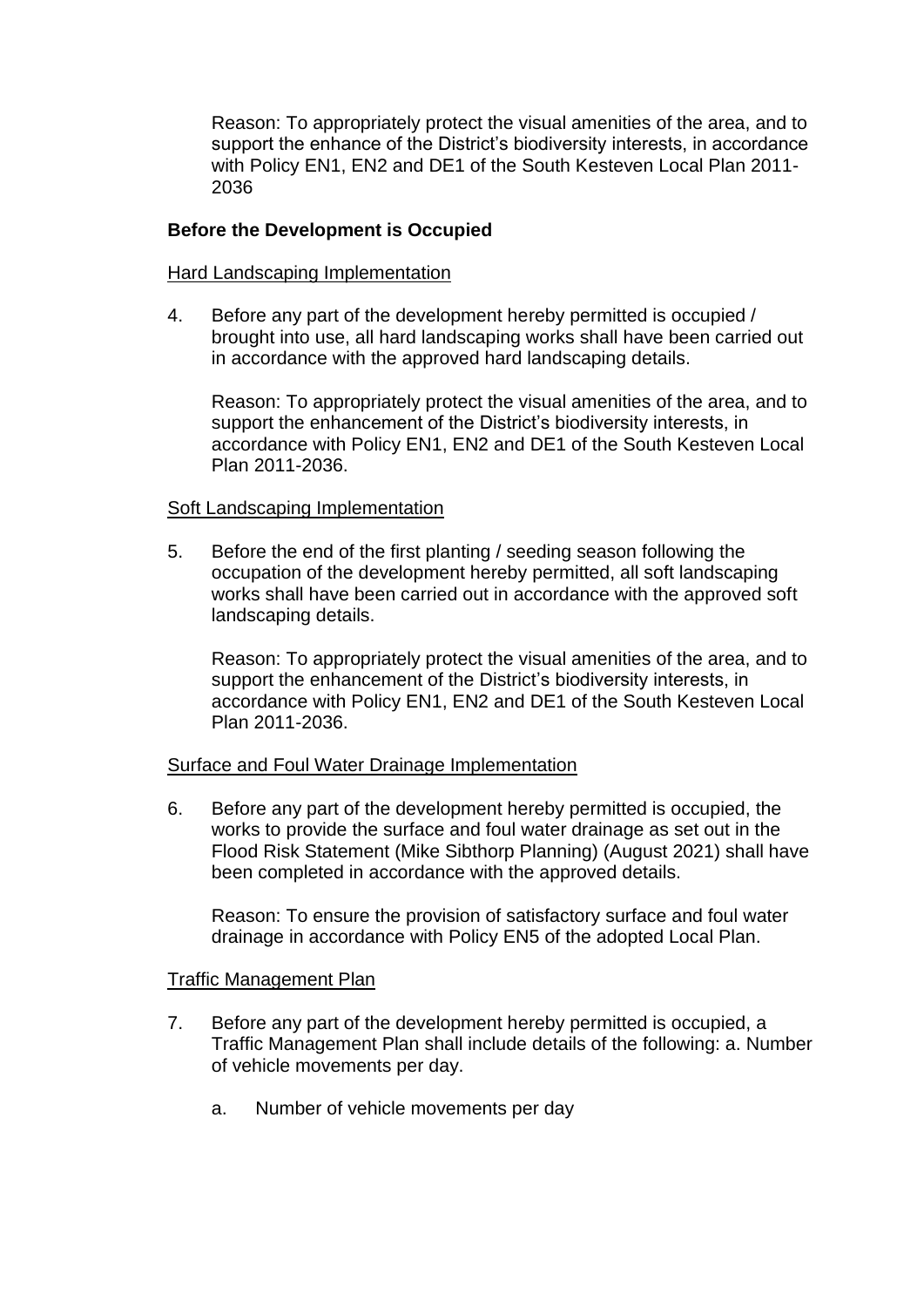Reason: To appropriately protect the visual amenities of the area, and to support the enhance of the District's biodiversity interests, in accordance with Policy EN1, EN2 and DE1 of the South Kesteven Local Plan 2011-2036

**Before the Development is Occupied**

Hard Landscaping Implementation

4. Before any part of the development hereby permitted is occupied / brought into use, all hard landscaping works shall have been carried out in accordance with the approved hard landscaping details.

   Reason: To appropriately protect the visual amenities of the area, and to support the enhancement of the District's biodiversity interests, in accordance with Policy EN1, EN2 and DE1 of the South Kesteven Local Plan 2011-2036.

Soft Landscaping Implementation

5. Before the end of the first planting / seeding season following the occupation of the development hereby permitted, all soft landscaping works shall have been carried out in accordance with the approved soft landscaping details.

   Reason: To appropriately protect the visual amenities of the area, and to support the enhancement of the District's biodiversity interests, in accordance with Policy EN1, EN2 and DE1 of the South Kesteven Local Plan 2011-2036.

Surface and Foul Water Drainage Implementation

6. Before any part of the development hereby permitted is occupied, the works to provide the surface and foul water drainage as set out in the Flood Risk Statement (Mike Sibthorp Planning) (August 2021) shall have been completed in accordance with the approved details.

   Reason: To ensure the provision of satisfactory surface and foul water drainage in accordance with Policy EN5 of the adopted Local Plan.

Traffic Management Plan

7. Before any part of the development hereby permitted is occupied, a Traffic Management Plan shall include details of the following: a. Number of vehicle movements per day.

   a. Number of vehicle movements per day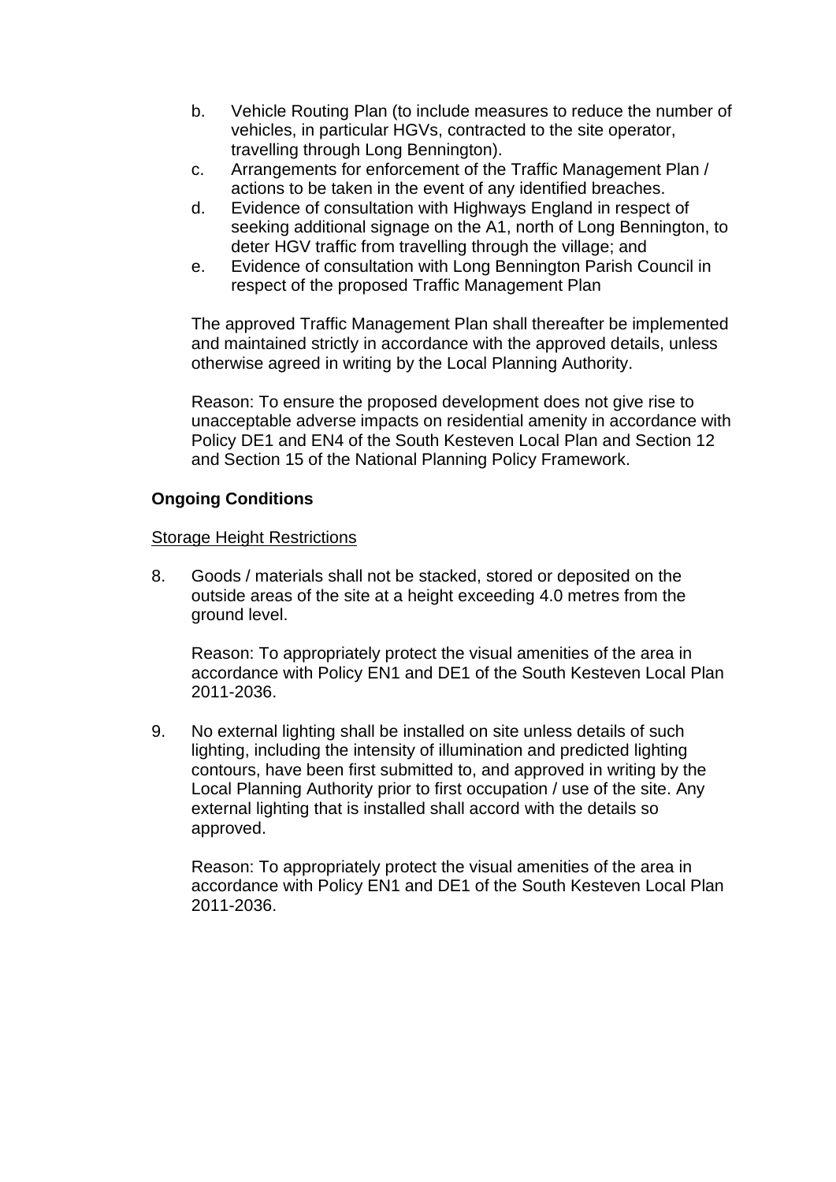b. Vehicle Routing Plan (to include measures to reduce the number of vehicles, in particular HGVs, contracted to the site operator, travelling through Long Bennington).
c. Arrangements for enforcement of the Traffic Management Plan / actions to be taken in the event of any identified breaches.
d. Evidence of consultation with Highways England in respect of seeking additional signage on the A1, north of Long Bennington, to deter HGV traffic from travelling through the village; and
e. Evidence of consultation with Long Bennington Parish Council in respect of the proposed Traffic Management Plan

The approved Traffic Management Plan shall thereafter be implemented and maintained strictly in accordance with the approved details, unless otherwise agreed in writing by the Local Planning Authority.

Reason: To ensure the proposed development does not give rise to unacceptable adverse impacts on residential amenity in accordance with Policy DE1 and EN4 of the South Kesteven Local Plan and Section 12 and Section 15 of the National Planning Policy Framework.

**Ongoing Conditions**

Storage Height Restrictions

8. Goods / materials shall not be stacked, stored or deposited on the outside areas of the site at a height exceeding 4.0 metres from the ground level.

   Reason: To appropriately protect the visual amenities of the area in accordance with Policy EN1 and DE1 of the South Kesteven Local Plan 2011-2036.

9. No external lighting shall be installed on site unless details of such lighting, including the intensity of illumination and predicted lighting contours, have been first submitted to, and approved in writing by the Local Planning Authority prior to first occupation / use of the site. Any external lighting that is installed shall accord with the details so approved.

   Reason: To appropriately protect the visual amenities of the area in accordance with Policy EN1 and DE1 of the South Kesteven Local Plan 2011-2036.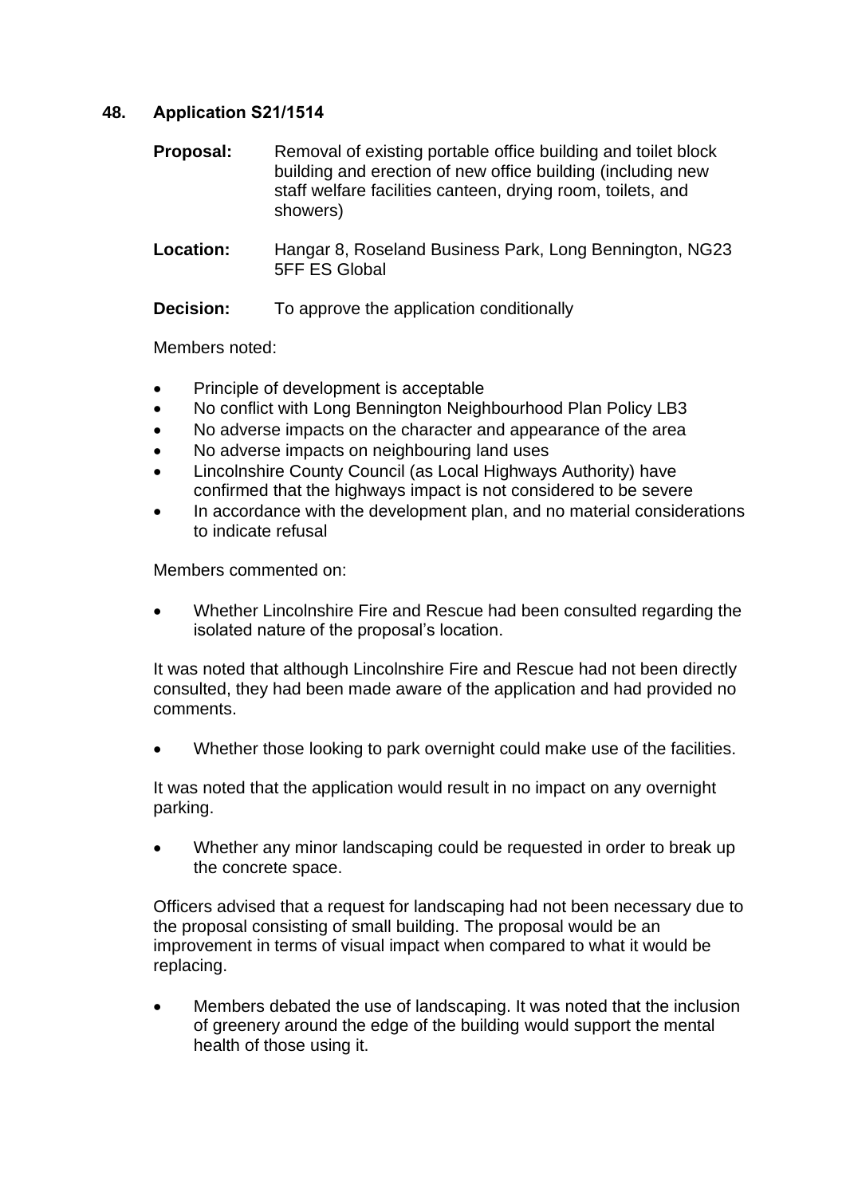## 48. Application S21/1514

**Proposal:** Removal of existing portable office building and toilet block building and erection of new office building (including new staff welfare facilities canteen, drying room, toilets, and showers)

**Location:** Hangar 8, Roseland Business Park, Long Bennington, NG23 5FF ES Global

**Decision:** To approve the application conditionally

Members noted:

- Principle of development is acceptable
- No conflict with Long Bennington Neighbourhood Plan Policy LB3
- No adverse impacts on the character and appearance of the area
- No adverse impacts on neighbouring land uses
- Lincolnshire County Council (as Local Highways Authority) have confirmed that the highways impact is not considered to be severe
- In accordance with the development plan, and no material considerations to indicate refusal

Members commented on:

- Whether Lincolnshire Fire and Rescue had been consulted regarding the isolated nature of the proposal's location.

It was noted that although Lincolnshire Fire and Rescue had not been directly consulted, they had been made aware of the application and had provided no comments.

- Whether those looking to park overnight could make use of the facilities.

It was noted that the application would result in no impact on any overnight parking.

- Whether any minor landscaping could be requested in order to break up the concrete space.

Officers advised that a request for landscaping had not been necessary due to the proposal consisting of small building. The proposal would be an improvement in terms of visual impact when compared to what it would be replacing.

- Members debated the use of landscaping. It was noted that the inclusion of greenery around the edge of the building would support the mental health of those using it.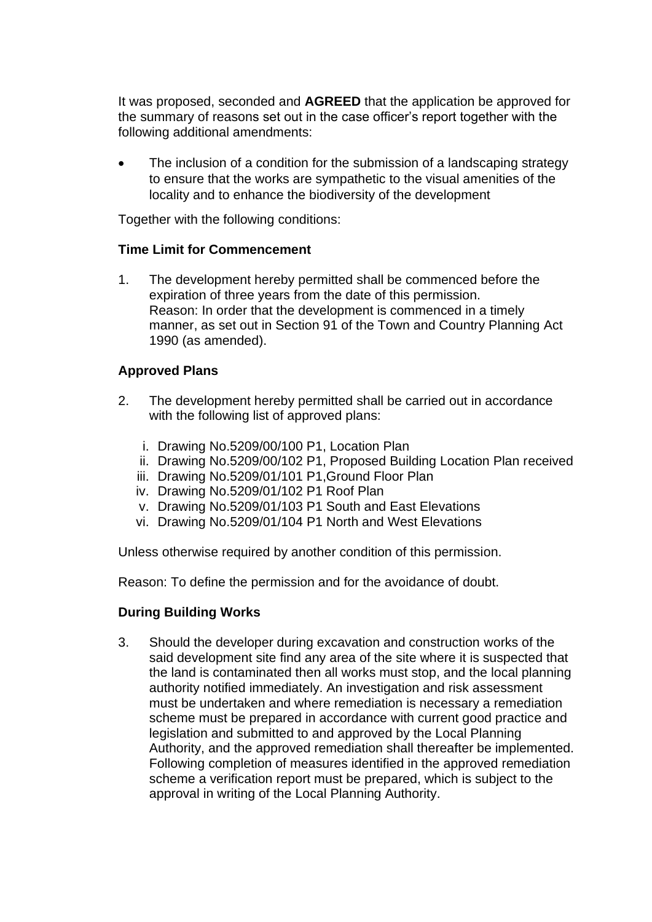It was proposed, seconded and **AGREED** that the application be approved for the summary of reasons set out in the case officer's report together with the following additional amendments:

- The inclusion of a condition for the submission of a landscaping strategy to ensure that the works are sympathetic to the visual amenities of the locality and to enhance the biodiversity of the development

Together with the following conditions:

**Time Limit for Commencement**

1. The development hereby permitted shall be commenced before the expiration of three years from the date of this permission.
   Reason: In order that the development is commenced in a timely manner, as set out in Section 91 of the Town and Country Planning Act 1990 (as amended).

**Approved Plans**

2. The development hereby permitted shall be carried out in accordance with the following list of approved plans:

   i. Drawing No.5209/00/100 P1, Location Plan
   ii. Drawing No.5209/00/102 P1, Proposed Building Location Plan received
   iii. Drawing No.5209/01/101 P1,Ground Floor Plan
   iv. Drawing No.5209/01/102 P1 Roof Plan
   v. Drawing No.5209/01/103 P1 South and East Elevations
   vi. Drawing No.5209/01/104 P1 North and West Elevations

Unless otherwise required by another condition of this permission.

Reason: To define the permission and for the avoidance of doubt.

**During Building Works**

3. Should the developer during excavation and construction works of the said development site find any area of the site where it is suspected that the land is contaminated then all works must stop, and the local planning authority notified immediately. An investigation and risk assessment must be undertaken and where remediation is necessary a remediation scheme must be prepared in accordance with current good practice and legislation and submitted to and approved by the Local Planning Authority, and the approved remediation shall thereafter be implemented. Following completion of measures identified in the approved remediation scheme a verification report must be prepared, which is subject to the approval in writing of the Local Planning Authority.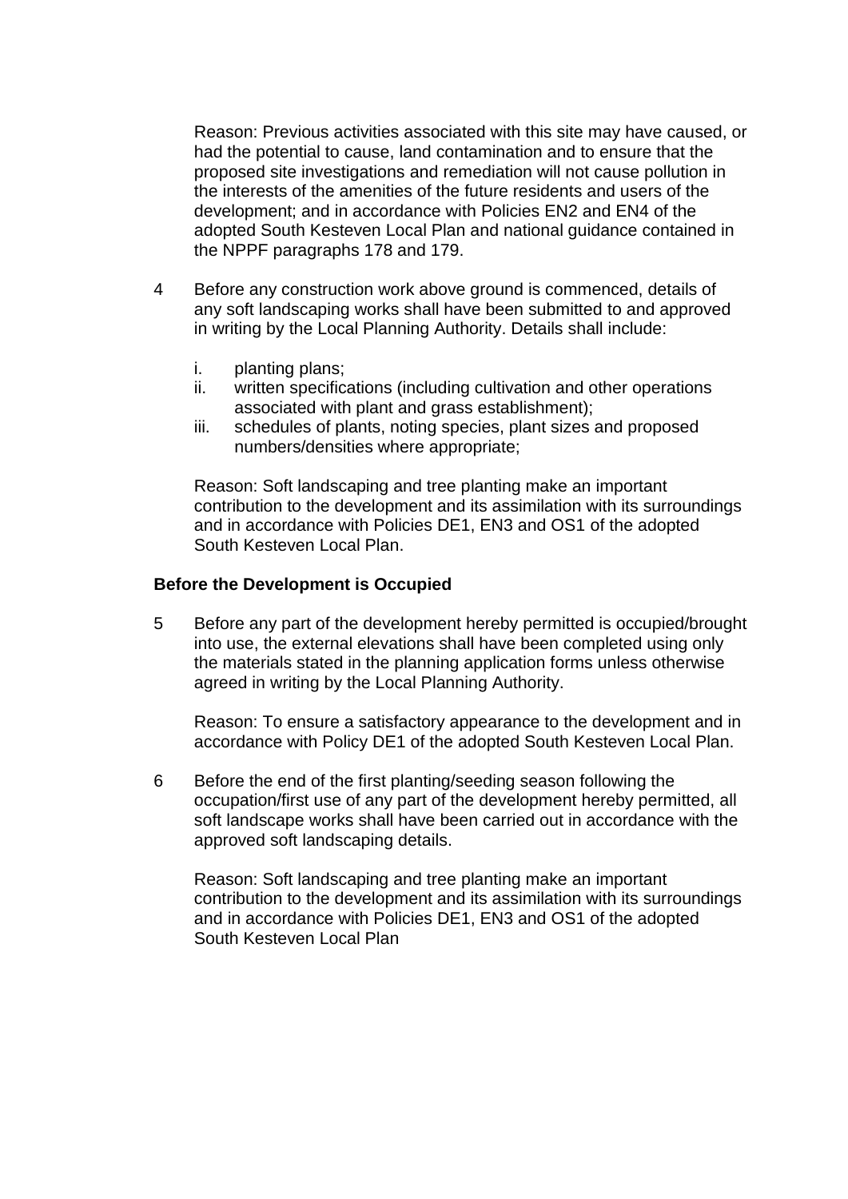Reason: Previous activities associated with this site may have caused, or had the potential to cause, land contamination and to ensure that the proposed site investigations and remediation will not cause pollution in the interests of the amenities of the future residents and users of the development; and in accordance with Policies EN2 and EN4 of the adopted South Kesteven Local Plan and national guidance contained in the NPPF paragraphs 178 and 179.

4 Before any construction work above ground is commenced, details of any soft landscaping works shall have been submitted to and approved in writing by the Local Planning Authority. Details shall include:

   i. planting plans;
   ii. written specifications (including cultivation and other operations associated with plant and grass establishment);
   iii. schedules of plants, noting species, plant sizes and proposed numbers/densities where appropriate;

   Reason: Soft landscaping and tree planting make an important contribution to the development and its assimilation with its surroundings and in accordance with Policies DE1, EN3 and OS1 of the adopted South Kesteven Local Plan.

**Before the Development is Occupied**

5 Before any part of the development hereby permitted is occupied/brought into use, the external elevations shall have been completed using only the materials stated in the planning application forms unless otherwise agreed in writing by the Local Planning Authority.

   Reason: To ensure a satisfactory appearance to the development and in accordance with Policy DE1 of the adopted South Kesteven Local Plan.

6 Before the end of the first planting/seeding season following the occupation/first use of any part of the development hereby permitted, all soft landscape works shall have been carried out in accordance with the approved soft landscaping details.

   Reason: Soft landscaping and tree planting make an important contribution to the development and its assimilation with its surroundings and in accordance with Policies DE1, EN3 and OS1 of the adopted South Kesteven Local Plan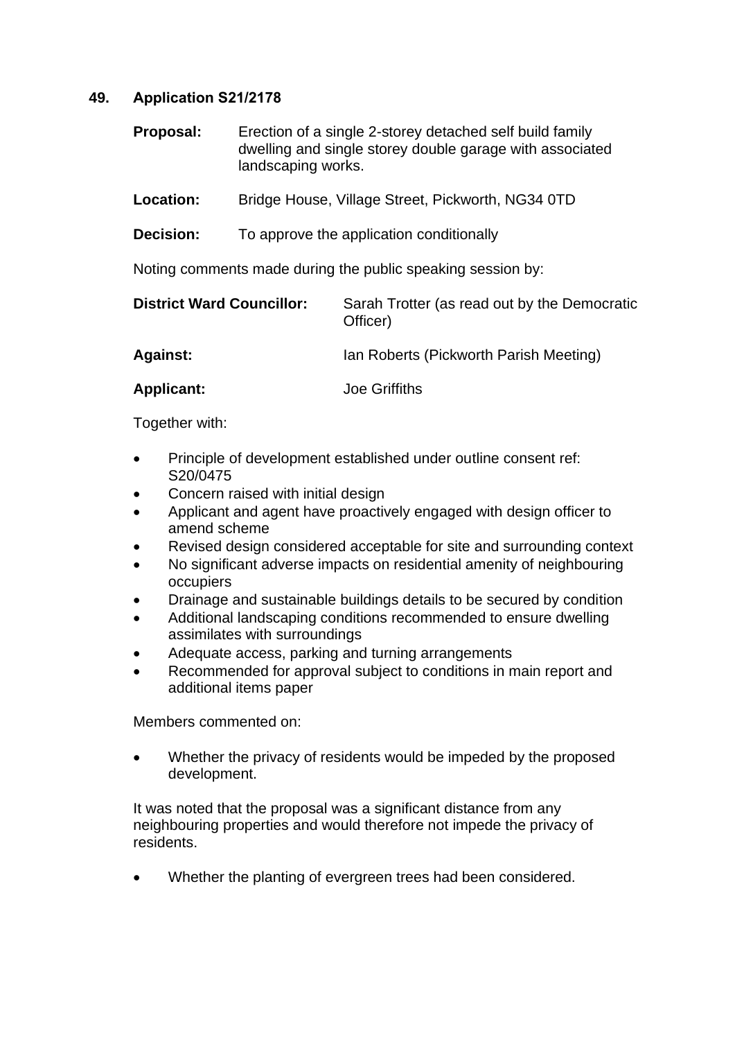## 49. Application S21/2178

**Proposal:** Erection of a single 2-storey detached self build family dwelling and single storey double garage with associated landscaping works.

**Location:** Bridge House, Village Street, Pickworth, NG34 0TD

**Decision:** To approve the application conditionally

Noting comments made during the public speaking session by:

**District Ward Councillor:** Sarah Trotter (as read out by the Democratic Officer)

**Against:** Ian Roberts (Pickworth Parish Meeting)

**Applicant:** Joe Griffiths

Together with:

- Principle of development established under outline consent ref: S20/0475
- Concern raised with initial design
- Applicant and agent have proactively engaged with design officer to amend scheme
- Revised design considered acceptable for site and surrounding context
- No significant adverse impacts on residential amenity of neighbouring occupiers
- Drainage and sustainable buildings details to be secured by condition
- Additional landscaping conditions recommended to ensure dwelling assimilates with surroundings
- Adequate access, parking and turning arrangements
- Recommended for approval subject to conditions in main report and additional items paper

Members commented on:

- Whether the privacy of residents would be impeded by the proposed development.

It was noted that the proposal was a significant distance from any neighbouring properties and would therefore not impede the privacy of residents.

- Whether the planting of evergreen trees had been considered.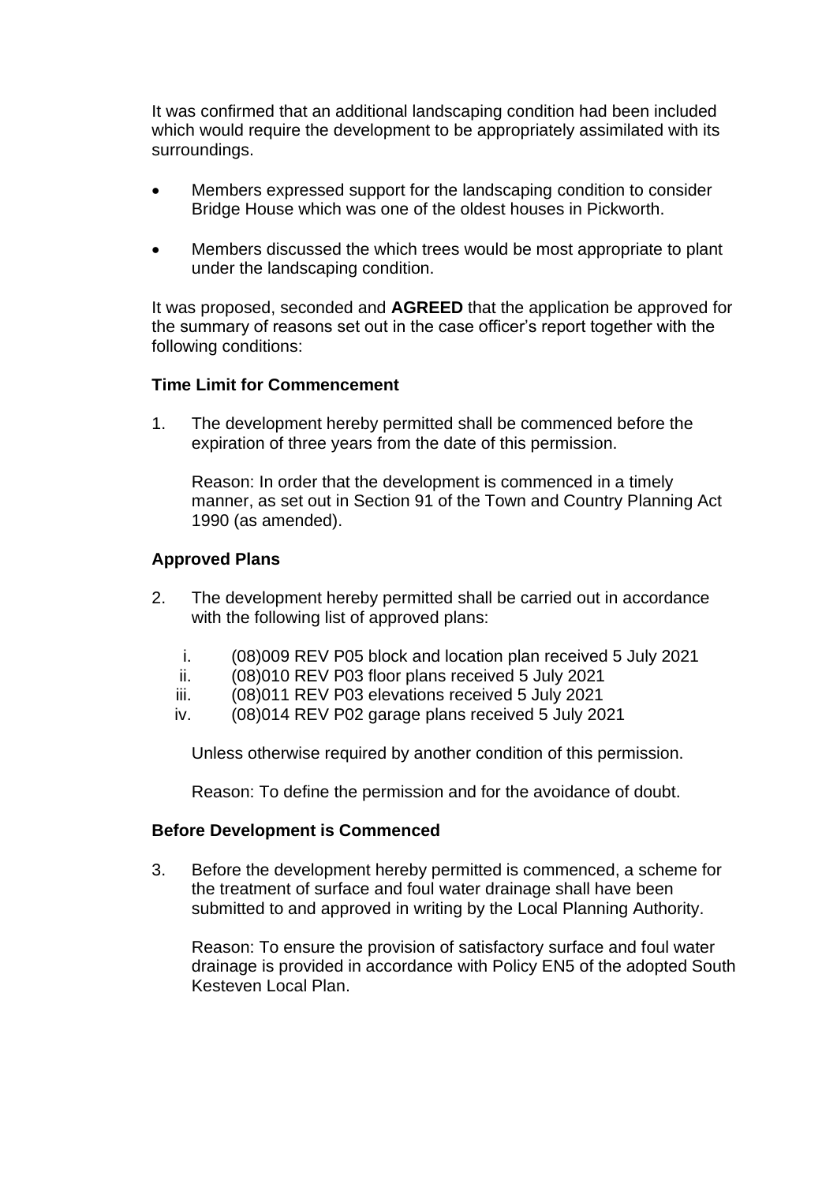It was confirmed that an additional landscaping condition had been included which would require the development to be appropriately assimilated with its surroundings.

- Members expressed support for the landscaping condition to consider Bridge House which was one of the oldest houses in Pickworth.
- Members discussed the which trees would be most appropriate to plant under the landscaping condition.

It was proposed, seconded and **AGREED** that the application be approved for the summary of reasons set out in the case officer's report together with the following conditions:

**Time Limit for Commencement**

1. The development hereby permitted shall be commenced before the expiration of three years from the date of this permission.

   Reason: In order that the development is commenced in a timely manner, as set out in Section 91 of the Town and Country Planning Act 1990 (as amended).

**Approved Plans**

2. The development hereby permitted shall be carried out in accordance with the following list of approved plans:

   i. (08)009 REV P05 block and location plan received 5 July 2021
   ii. (08)010 REV P03 floor plans received 5 July 2021
   iii. (08)011 REV P03 elevations received 5 July 2021
   iv. (08)014 REV P02 garage plans received 5 July 2021

   Unless otherwise required by another condition of this permission.

   Reason: To define the permission and for the avoidance of doubt.

**Before Development is Commenced**

3. Before the development hereby permitted is commenced, a scheme for the treatment of surface and foul water drainage shall have been submitted to and approved in writing by the Local Planning Authority.

   Reason: To ensure the provision of satisfactory surface and foul water drainage is provided in accordance with Policy EN5 of the adopted South Kesteven Local Plan.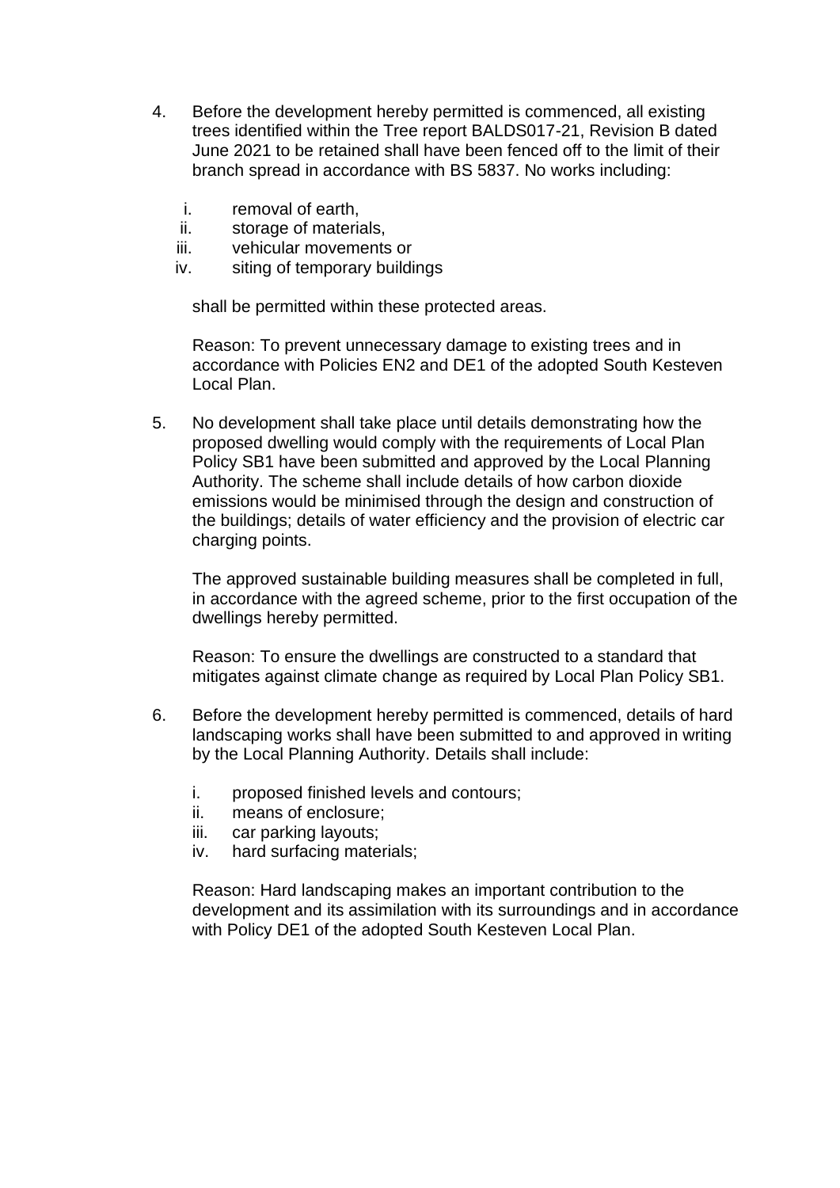4. Before the development hereby permitted is commenced, all existing trees identified within the Tree report BALDS017-21, Revision B dated June 2021 to be retained shall have been fenced off to the limit of their branch spread in accordance with BS 5837. No works including:

    i. removal of earth,
    ii. storage of materials,
    iii. vehicular movements or
    iv. siting of temporary buildings

    shall be permitted within these protected areas.

    Reason: To prevent unnecessary damage to existing trees and in accordance with Policies EN2 and DE1 of the adopted South Kesteven Local Plan.

5. No development shall take place until details demonstrating how the proposed dwelling would comply with the requirements of Local Plan Policy SB1 have been submitted and approved by the Local Planning Authority. The scheme shall include details of how carbon dioxide emissions would be minimised through the design and construction of the buildings; details of water efficiency and the provision of electric car charging points.

    The approved sustainable building measures shall be completed in full, in accordance with the agreed scheme, prior to the first occupation of the dwellings hereby permitted.

    Reason: To ensure the dwellings are constructed to a standard that mitigates against climate change as required by Local Plan Policy SB1.

6. Before the development hereby permitted is commenced, details of hard landscaping works shall have been submitted to and approved in writing by the Local Planning Authority. Details shall include:

    i. proposed finished levels and contours;
    ii. means of enclosure;
    iii. car parking layouts;
    iv. hard surfacing materials;

    Reason: Hard landscaping makes an important contribution to the development and its assimilation with its surroundings and in accordance with Policy DE1 of the adopted South Kesteven Local Plan.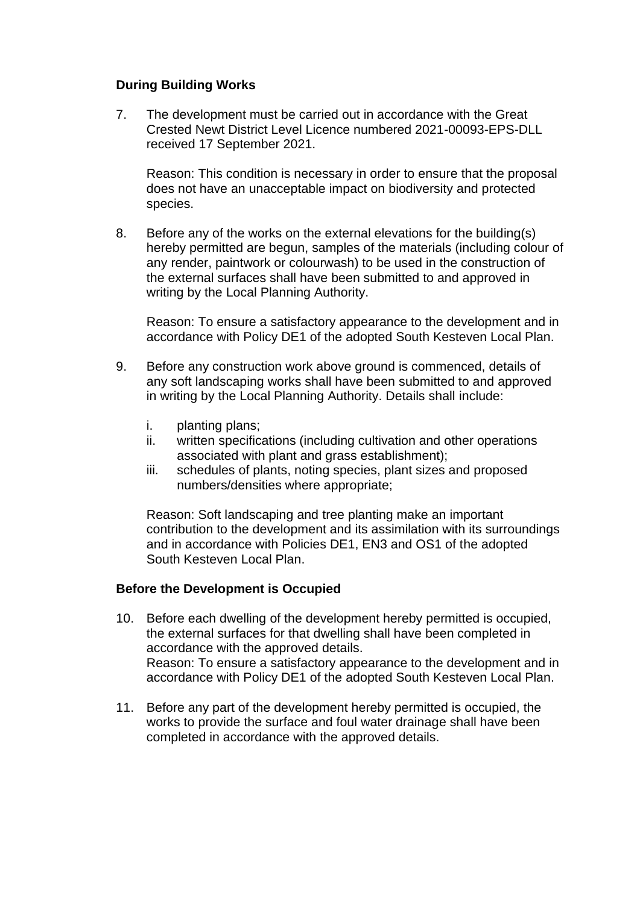**During Building Works**

7. The development must be carried out in accordance with the Great Crested Newt District Level Licence numbered 2021-00093-EPS-DLL received 17 September 2021.

   Reason: This condition is necessary in order to ensure that the proposal does not have an unacceptable impact on biodiversity and protected species.

8. Before any of the works on the external elevations for the building(s) hereby permitted are begun, samples of the materials (including colour of any render, paintwork or colourwash) to be used in the construction of the external surfaces shall have been submitted to and approved in writing by the Local Planning Authority.

   Reason: To ensure a satisfactory appearance to the development and in accordance with Policy DE1 of the adopted South Kesteven Local Plan.

9. Before any construction work above ground is commenced, details of any soft landscaping works shall have been submitted to and approved in writing by the Local Planning Authority. Details shall include:

   i. planting plans;
   ii. written specifications (including cultivation and other operations associated with plant and grass establishment);
   iii. schedules of plants, noting species, plant sizes and proposed numbers/densities where appropriate;

   Reason: Soft landscaping and tree planting make an important contribution to the development and its assimilation with its surroundings and in accordance with Policies DE1, EN3 and OS1 of the adopted South Kesteven Local Plan.

**Before the Development is Occupied**

10. Before each dwelling of the development hereby permitted is occupied, the external surfaces for that dwelling shall have been completed in accordance with the approved details.
    Reason: To ensure a satisfactory appearance to the development and in accordance with Policy DE1 of the adopted South Kesteven Local Plan.

11. Before any part of the development hereby permitted is occupied, the works to provide the surface and foul water drainage shall have been completed in accordance with the approved details.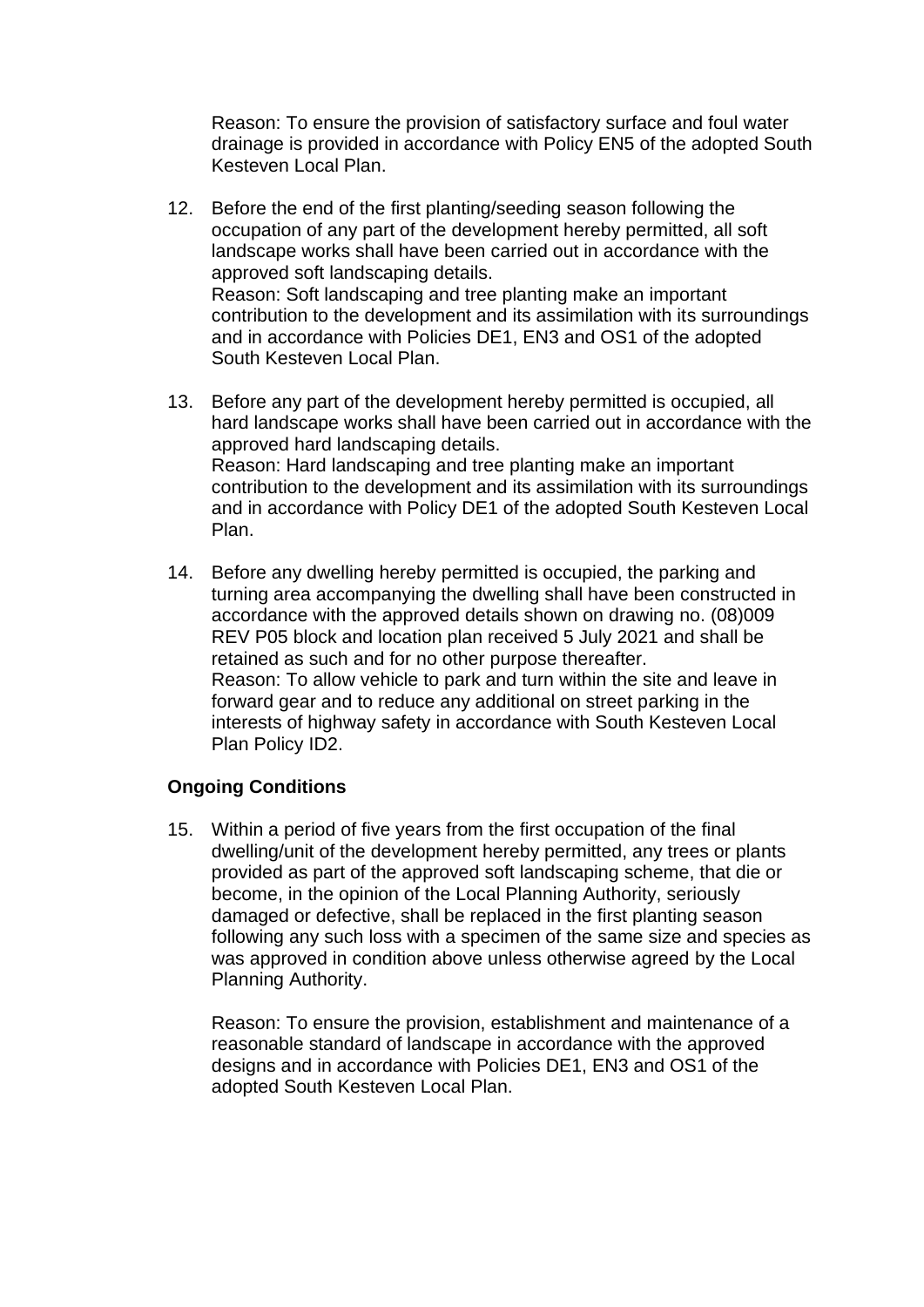Reason: To ensure the provision of satisfactory surface and foul water drainage is provided in accordance with Policy EN5 of the adopted South Kesteven Local Plan.

12. Before the end of the first planting/seeding season following the occupation of any part of the development hereby permitted, all soft landscape works shall have been carried out in accordance with the approved soft landscaping details.
    Reason: Soft landscaping and tree planting make an important contribution to the development and its assimilation with its surroundings and in accordance with Policies DE1, EN3 and OS1 of the adopted South Kesteven Local Plan.

13. Before any part of the development hereby permitted is occupied, all hard landscape works shall have been carried out in accordance with the approved hard landscaping details.
    Reason: Hard landscaping and tree planting make an important contribution to the development and its assimilation with its surroundings and in accordance with Policy DE1 of the adopted South Kesteven Local Plan.

14. Before any dwelling hereby permitted is occupied, the parking and turning area accompanying the dwelling shall have been constructed in accordance with the approved details shown on drawing no. (08)009 REV P05 block and location plan received 5 July 2021 and shall be retained as such and for no other purpose thereafter.
    Reason: To allow vehicle to park and turn within the site and leave in forward gear and to reduce any additional on street parking in the interests of highway safety in accordance with South Kesteven Local Plan Policy ID2.

**Ongoing Conditions**

15. Within a period of five years from the first occupation of the final dwelling/unit of the development hereby permitted, any trees or plants provided as part of the approved soft landscaping scheme, that die or become, in the opinion of the Local Planning Authority, seriously damaged or defective, shall be replaced in the first planting season following any such loss with a specimen of the same size and species as was approved in condition above unless otherwise agreed by the Local Planning Authority.

    Reason: To ensure the provision, establishment and maintenance of a reasonable standard of landscape in accordance with the approved designs and in accordance with Policies DE1, EN3 and OS1 of the adopted South Kesteven Local Plan.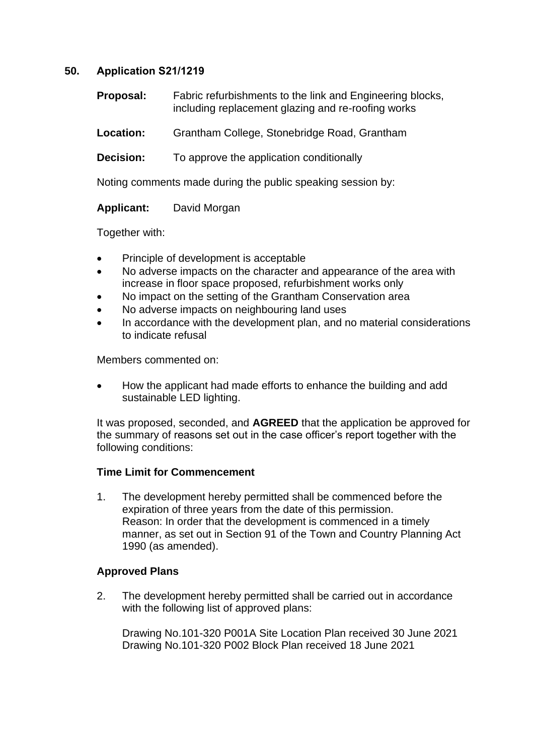## 50. Application S21/1219

**Proposal:** Fabric refurbishments to the link and Engineering blocks, including replacement glazing and re-roofing works

**Location:** Grantham College, Stonebridge Road, Grantham

**Decision:** To approve the application conditionally

Noting comments made during the public speaking session by:

**Applicant:** David Morgan

Together with:

- Principle of development is acceptable
- No adverse impacts on the character and appearance of the area with increase in floor space proposed, refurbishment works only
- No impact on the setting of the Grantham Conservation area
- No adverse impacts on neighbouring land uses
- In accordance with the development plan, and no material considerations to indicate refusal

Members commented on:

- How the applicant had made efforts to enhance the building and add sustainable LED lighting.

It was proposed, seconded, and **AGREED** that the application be approved for the summary of reasons set out in the case officer's report together with the following conditions:

**Time Limit for Commencement**

1. The development hereby permitted shall be commenced before the expiration of three years from the date of this permission.
   Reason: In order that the development is commenced in a timely manner, as set out in Section 91 of the Town and Country Planning Act 1990 (as amended).

**Approved Plans**

2. The development hereby permitted shall be carried out in accordance with the following list of approved plans:

   Drawing No.101-320 P001A Site Location Plan received 30 June 2021
   Drawing No.101-320 P002 Block Plan received 18 June 2021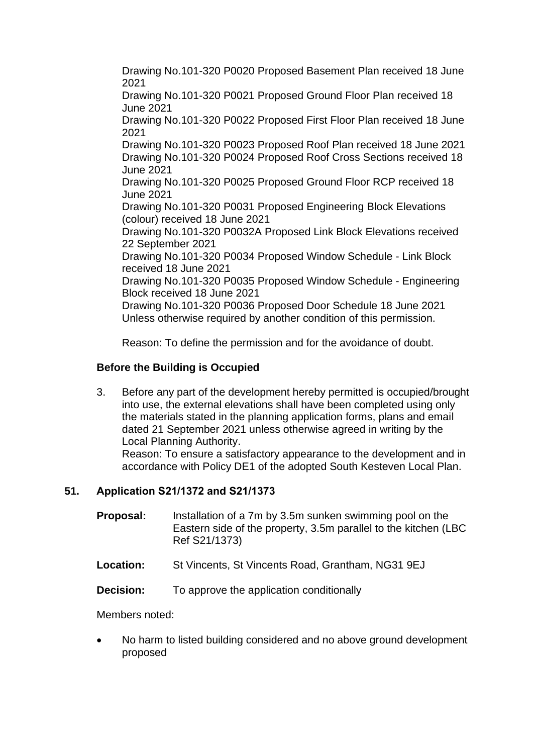Drawing No.101-320 P0020 Proposed Basement Plan received 18 June 2021
Drawing No.101-320 P0021 Proposed Ground Floor Plan received 18 June 2021
Drawing No.101-320 P0022 Proposed First Floor Plan received 18 June 2021
Drawing No.101-320 P0023 Proposed Roof Plan received 18 June 2021
Drawing No.101-320 P0024 Proposed Roof Cross Sections received 18 June 2021
Drawing No.101-320 P0025 Proposed Ground Floor RCP received 18 June 2021
Drawing No.101-320 P0031 Proposed Engineering Block Elevations (colour) received 18 June 2021
Drawing No.101-320 P0032A Proposed Link Block Elevations received 22 September 2021
Drawing No.101-320 P0034 Proposed Window Schedule - Link Block received 18 June 2021
Drawing No.101-320 P0035 Proposed Window Schedule - Engineering Block received 18 June 2021
Drawing No.101-320 P0036 Proposed Door Schedule 18 June 2021
Unless otherwise required by another condition of this permission.

Reason: To define the permission and for the avoidance of doubt.

### Before the Building is Occupied

3. Before any part of the development hereby permitted is occupied/brought into use, the external elevations shall have been completed using only the materials stated in the planning application forms, plans and email dated 21 September 2021 unless otherwise agreed in writing by the Local Planning Authority.
   Reason: To ensure a satisfactory appearance to the development and in accordance with Policy DE1 of the adopted South Kesteven Local Plan.

## 51. Application S21/1372 and S21/1373

**Proposal:** Installation of a 7m by 3.5m sunken swimming pool on the Eastern side of the property, 3.5m parallel to the kitchen (LBC Ref S21/1373)

**Location:** St Vincents, St Vincents Road, Grantham, NG31 9EJ

**Decision:** To approve the application conditionally

Members noted:

- No harm to listed building considered and no above ground development proposed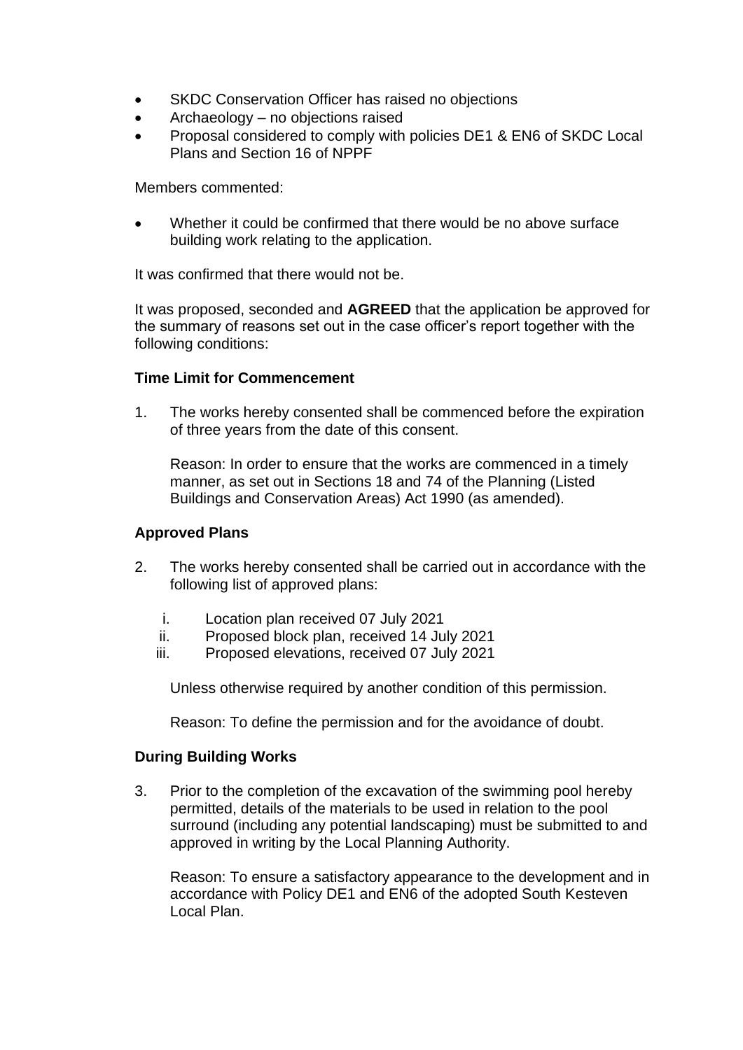- SKDC Conservation Officer has raised no objections
- Archaeology – no objections raised
- Proposal considered to comply with policies DE1 & EN6 of SKDC Local Plans and Section 16 of NPPF

Members commented:

- Whether it could be confirmed that there would be no above surface building work relating to the application.

It was confirmed that there would not be.

It was proposed, seconded and **AGREED** that the application be approved for the summary of reasons set out in the case officer's report together with the following conditions:

**Time Limit for Commencement**

1. The works hereby consented shall be commenced before the expiration of three years from the date of this consent.

   Reason: In order to ensure that the works are commenced in a timely manner, as set out in Sections 18 and 74 of the Planning (Listed Buildings and Conservation Areas) Act 1990 (as amended).

**Approved Plans**

2. The works hereby consented shall be carried out in accordance with the following list of approved plans:

   i. Location plan received 07 July 2021
   ii. Proposed block plan, received 14 July 2021
   iii. Proposed elevations, received 07 July 2021

   Unless otherwise required by another condition of this permission.

   Reason: To define the permission and for the avoidance of doubt.

**During Building Works**

3. Prior to the completion of the excavation of the swimming pool hereby permitted, details of the materials to be used in relation to the pool surround (including any potential landscaping) must be submitted to and approved in writing by the Local Planning Authority.

   Reason: To ensure a satisfactory appearance to the development and in accordance with Policy DE1 and EN6 of the adopted South Kesteven Local Plan.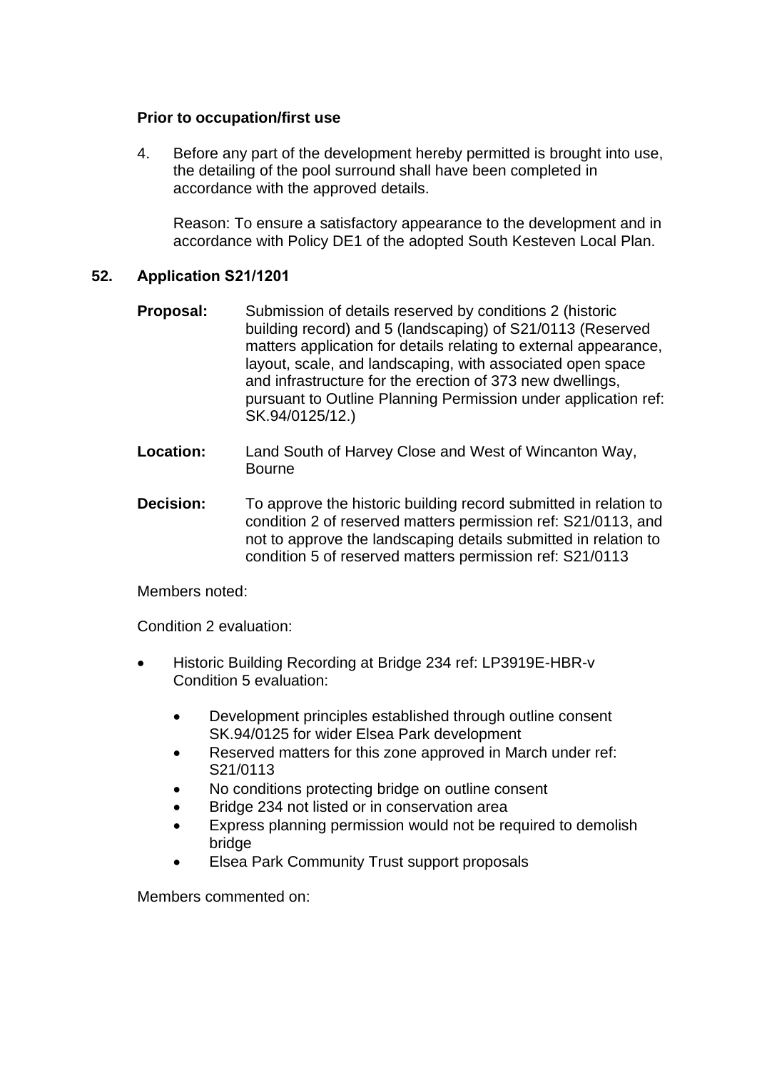**Prior to occupation/first use**

4. Before any part of the development hereby permitted is brought into use, the detailing of the pool surround shall have been completed in accordance with the approved details.

   Reason: To ensure a satisfactory appearance to the development and in accordance with Policy DE1 of the adopted South Kesteven Local Plan.

## 52. Application S21/1201

**Proposal:** Submission of details reserved by conditions 2 (historic building record) and 5 (landscaping) of S21/0113 (Reserved matters application for details relating to external appearance, layout, scale, and landscaping, with associated open space and infrastructure for the erection of 373 new dwellings, pursuant to Outline Planning Permission under application ref: SK.94/0125/12.)

**Location:** Land South of Harvey Close and West of Wincanton Way, Bourne

**Decision:** To approve the historic building record submitted in relation to condition 2 of reserved matters permission ref: S21/0113, and not to approve the landscaping details submitted in relation to condition 5 of reserved matters permission ref: S21/0113

Members noted:

Condition 2 evaluation:

- Historic Building Recording at Bridge 234 ref: LP3919E-HBR-v
  Condition 5 evaluation:
  - Development principles established through outline consent SK.94/0125 for wider Elsea Park development
  - Reserved matters for this zone approved in March under ref: S21/0113
  - No conditions protecting bridge on outline consent
  - Bridge 234 not listed or in conservation area
  - Express planning permission would not be required to demolish bridge
  - Elsea Park Community Trust support proposals

Members commented on: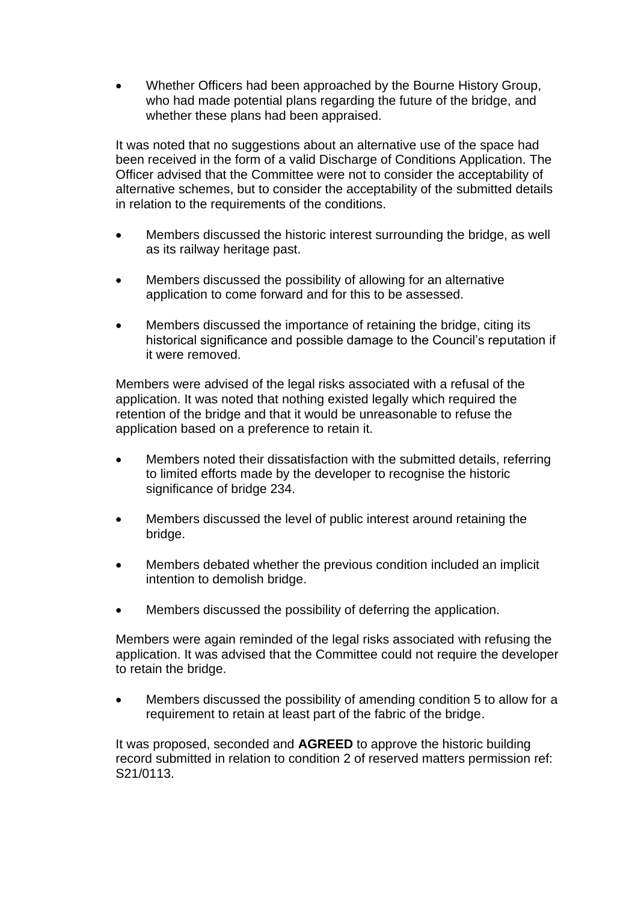- Whether Officers had been approached by the Bourne History Group, who had made potential plans regarding the future of the bridge, and whether these plans had been appraised.

It was noted that no suggestions about an alternative use of the space had been received in the form of a valid Discharge of Conditions Application. The Officer advised that the Committee were not to consider the acceptability of alternative schemes, but to consider the acceptability of the submitted details in relation to the requirements of the conditions.

- Members discussed the historic interest surrounding the bridge, as well as its railway heritage past.
- Members discussed the possibility of allowing for an alternative application to come forward and for this to be assessed.
- Members discussed the importance of retaining the bridge, citing its historical significance and possible damage to the Council's reputation if it were removed.

Members were advised of the legal risks associated with a refusal of the application. It was noted that nothing existed legally which required the retention of the bridge and that it would be unreasonable to refuse the application based on a preference to retain it.

- Members noted their dissatisfaction with the submitted details, referring to limited efforts made by the developer to recognise the historic significance of bridge 234.
- Members discussed the level of public interest around retaining the bridge.
- Members debated whether the previous condition included an implicit intention to demolish bridge.
- Members discussed the possibility of deferring the application.

Members were again reminded of the legal risks associated with refusing the application. It was advised that the Committee could not require the developer to retain the bridge.

- Members discussed the possibility of amending condition 5 to allow for a requirement to retain at least part of the fabric of the bridge.

It was proposed, seconded and **AGREED** to approve the historic building record submitted in relation to condition 2 of reserved matters permission ref: S21/0113.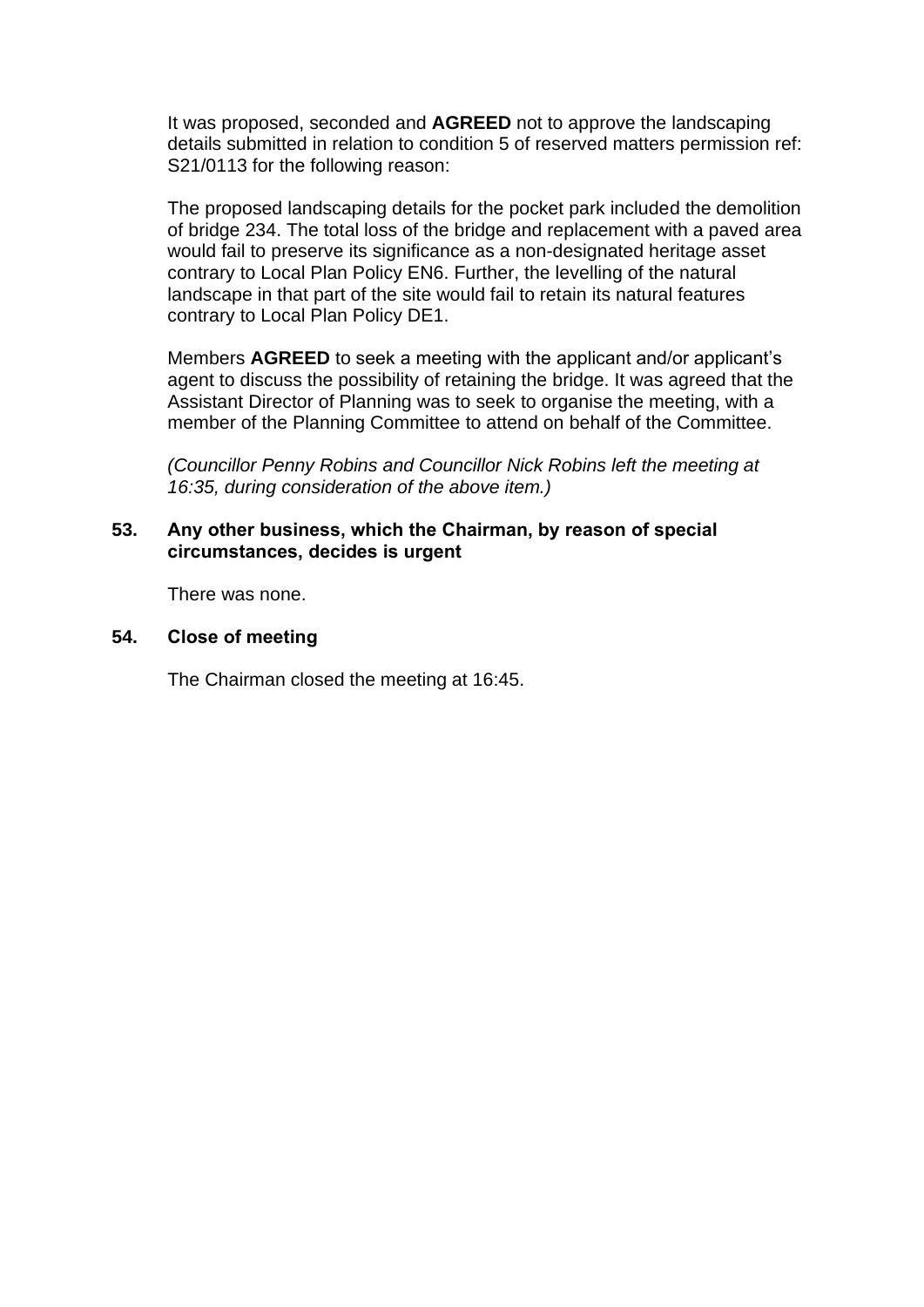It was proposed, seconded and **AGREED** not to approve the landscaping details submitted in relation to condition 5 of reserved matters permission ref: S21/0113 for the following reason:

The proposed landscaping details for the pocket park included the demolition of bridge 234. The total loss of the bridge and replacement with a paved area would fail to preserve its significance as a non-designated heritage asset contrary to Local Plan Policy EN6. Further, the levelling of the natural landscape in that part of the site would fail to retain its natural features contrary to Local Plan Policy DE1.

Members **AGREED** to seek a meeting with the applicant and/or applicant's agent to discuss the possibility of retaining the bridge. It was agreed that the Assistant Director of Planning was to seek to organise the meeting, with a member of the Planning Committee to attend on behalf of the Committee.

*(Councillor Penny Robins and Councillor Nick Robins left the meeting at 16:35, during consideration of the above item.)*

### 53. Any other business, which the Chairman, by reason of special circumstances, decides is urgent

There was none.

### 54. Close of meeting

The Chairman closed the meeting at 16:45.